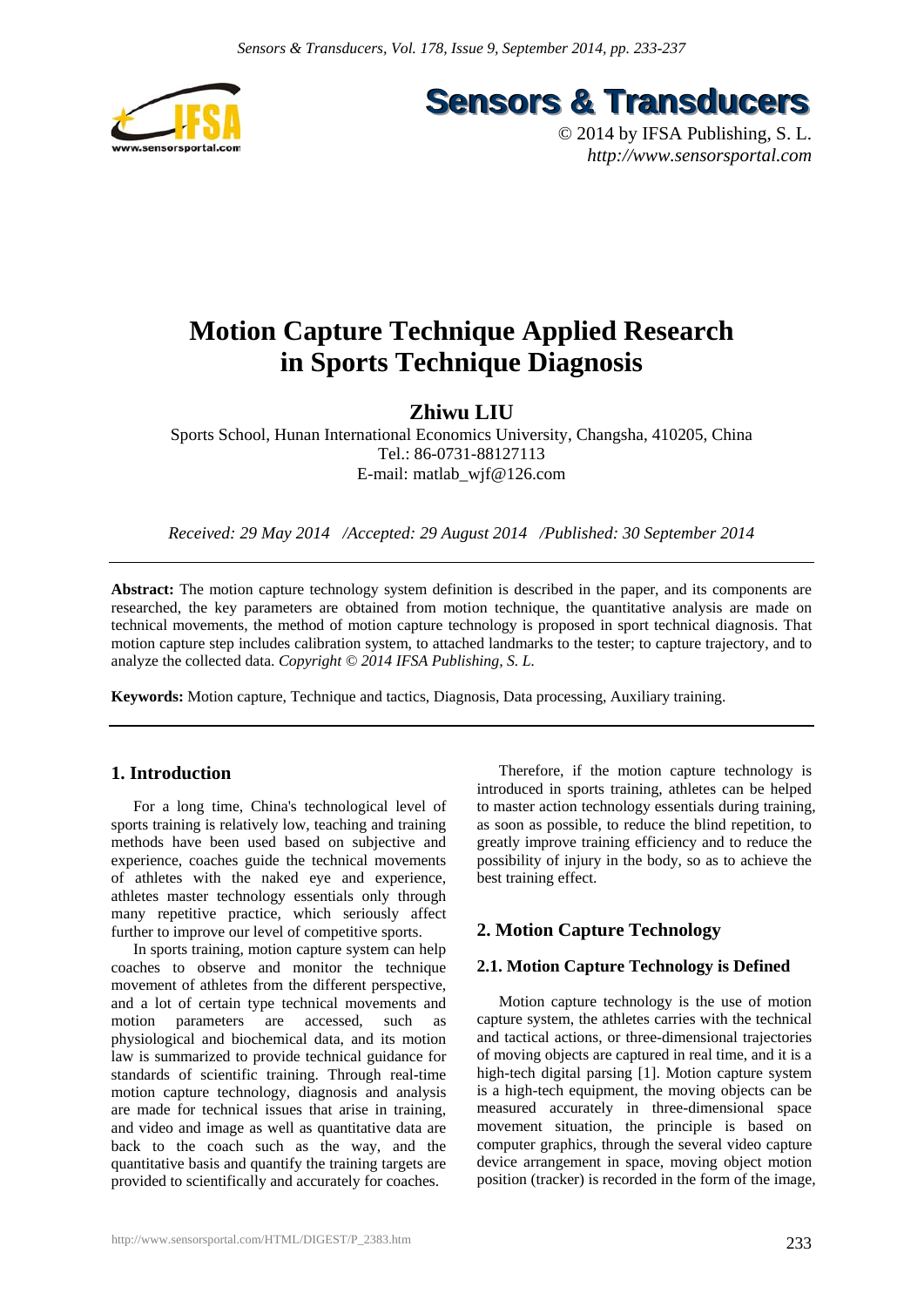# Motion Capture Technique Applied Research in Sports Technique Diagnosis

**Zhiwu LIU**

Sports School, Hunan International Economics University, Changsha, 410205, China
Tel.: 86-0731-88127113
E-mail: matlab_wjf@126.com

*Received: 29 May 2014 /Accepted: 29 August 2014 /Published: 30 September 2014*

**Abstract:** The motion capture technology system definition is described in the paper, and its components are researched, the key parameters are obtained from motion technique, the quantitative analysis are made on technical movements, the method of motion capture technology is proposed in sport technical diagnosis. That motion capture step includes calibration system, to attached landmarks to the tester; to capture trajectory, and to analyze the collected data. *Copyright © 2014 IFSA Publishing, S. L.*

**Keywords:** Motion capture, Technique and tactics, Diagnosis, Data processing, Auxiliary training.

## 1. Introduction

For a long time, China's technological level of sports training is relatively low, teaching and training methods have been used based on subjective and experience, coaches guide the technical movements of athletes with the naked eye and experience, athletes master technology essentials only through many repetitive practice, which seriously affect further to improve our level of competitive sports.

In sports training, motion capture system can help coaches to observe and monitor the technique movement of athletes from the different perspective, and a lot of certain type technical movements and motion parameters are accessed, such as physiological and biochemical data, and its motion law is summarized to provide technical guidance for standards of scientific training. Through real-time motion capture technology, diagnosis and analysis are made for technical issues that arise in training, and video and image as well as quantitative data are back to the coach such as the way, and the quantitative basis and quantify the training targets are provided to scientifically and accurately for coaches.

Therefore, if the motion capture technology is introduced in sports training, athletes can be helped to master action technology essentials during training, as soon as possible, to reduce the blind repetition, to greatly improve training efficiency and to reduce the possibility of injury in the body, so as to achieve the best training effect.

## 2. Motion Capture Technology

### 2.1. Motion Capture Technology is Defined

Motion capture technology is the use of motion capture system, the athletes carries with the technical and tactical actions, or three-dimensional trajectories of moving objects are captured in real time, and it is a high-tech digital parsing [1]. Motion capture system is a high-tech equipment, the moving objects can be measured accurately in three-dimensional space movement situation, the principle is based on computer graphics, through the several video capture device arrangement in space, moving object motion position (tracker) is recorded in the form of the image,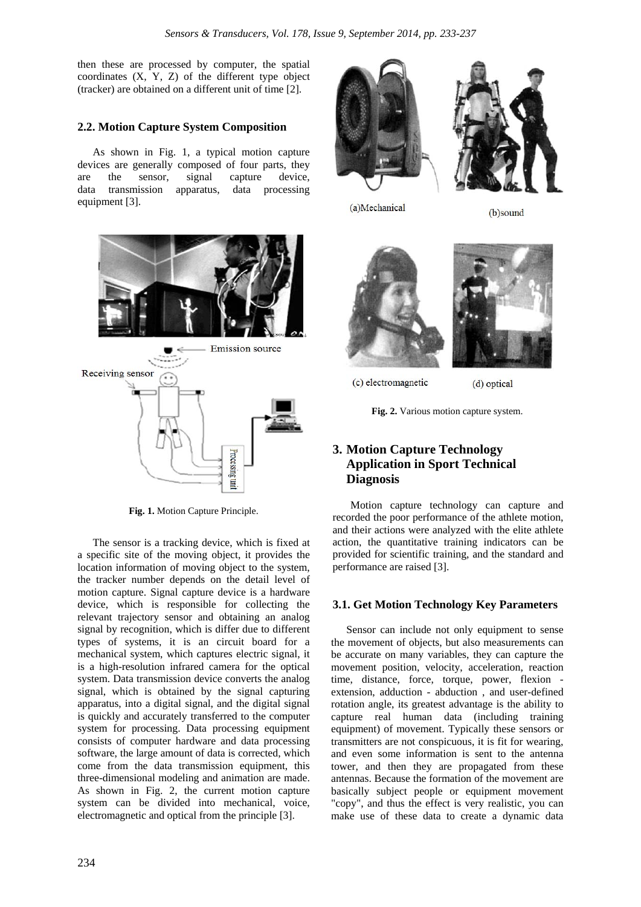then these are processed by computer, the spatial coordinates (X, Y, Z) of the different type object (tracker) are obtained on a different unit of time [2].

### 2.2. Motion Capture System Composition

As shown in Fig. 1, a typical motion capture devices are generally composed of four parts, they are the sensor, signal capture device, data transmission apparatus, data processing equipment [3].

**Fig. 1.** Motion Capture Principle.

The sensor is a tracking device, which is fixed at a specific site of the moving object, it provides the location information of moving object to the system, the tracker number depends on the detail level of motion capture. Signal capture device is a hardware device, which is responsible for collecting the relevant trajectory sensor and obtaining an analog signal by recognition, which is differ due to different types of systems, it is an circuit board for a mechanical system, which captures electric signal, it is a high-resolution infrared camera for the optical system. Data transmission device converts the analog signal, which is obtained by the signal capturing apparatus, into a digital signal, and the digital signal is quickly and accurately transferred to the computer system for processing. Data processing equipment consists of computer hardware and data processing software, the large amount of data is corrected, which come from the data transmission equipment, this three-dimensional modeling and animation are made. As shown in Fig. 2, the current motion capture system can be divided into mechanical, voice, electromagnetic and optical from the principle [3].

(a)Mechanical (b)sound

(c) electromagnetic (d) optical

**Fig. 2.** Various motion capture system.

## 3. Motion Capture Technology Application in Sport Technical Diagnosis

Motion capture technology can capture and recorded the poor performance of the athlete motion, and their actions were analyzed with the elite athlete action, the quantitative training indicators can be provided for scientific training, and the standard and performance are raised [3].

### 3.1. Get Motion Technology Key Parameters

Sensor can include not only equipment to sense the movement of objects, but also measurements can be accurate on many variables, they can capture the movement position, velocity, acceleration, reaction time, distance, force, torque, power, flexion - extension, adduction - abduction , and user-defined rotation angle, its greatest advantage is the ability to capture real human data (including training equipment) of movement. Typically these sensors or transmitters are not conspicuous, it is fit for wearing, and even some information is sent to the antenna tower, and then they are propagated from these antennas. Because the formation of the movement are basically subject people or equipment movement "copy", and thus the effect is very realistic, you can make use of these data to create a dynamic data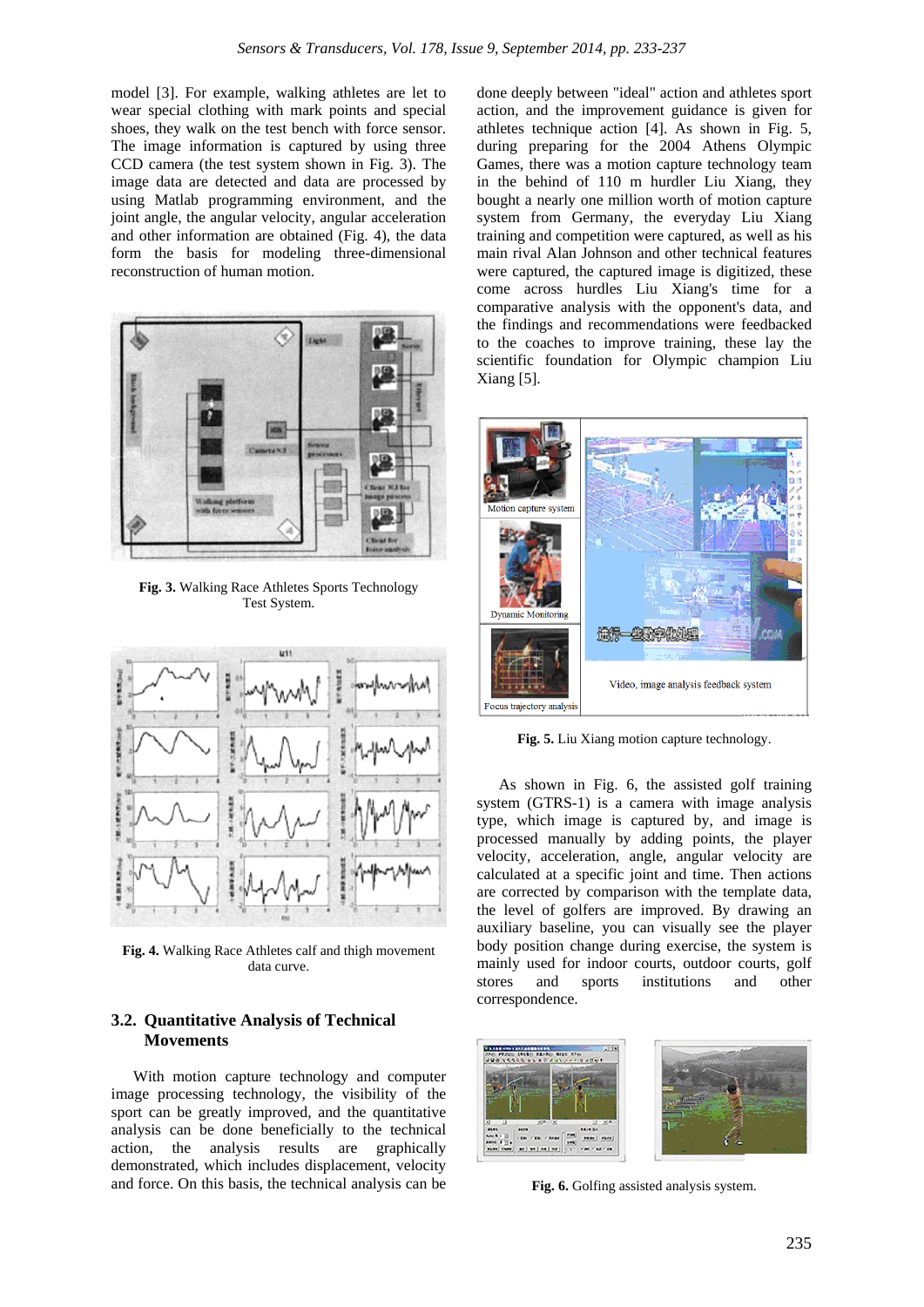model [3]. For example, walking athletes are let to wear special clothing with mark points and special shoes, they walk on the test bench with force sensor. The image information is captured by using three CCD camera (the test system shown in Fig. 3). The image data are detected and data are processed by using Matlab programming environment, and the joint angle, the angular velocity, angular acceleration and other information are obtained (Fig. 4), the data form the basis for modeling three-dimensional reconstruction of human motion.

**Fig. 3.** Walking Race Athletes Sports Technology Test System.

**Fig. 4.** Walking Race Athletes calf and thigh movement data curve.

## 3.2. Quantitative Analysis of Technical Movements

With motion capture technology and computer image processing technology, the visibility of the sport can be greatly improved, and the quantitative analysis can be done beneficially to the technical action, the analysis results are graphically demonstrated, which includes displacement, velocity and force. On this basis, the technical analysis can be done deeply between "ideal" action and athletes sport action, and the improvement guidance is given for athletes technique action [4]. As shown in Fig. 5, during preparing for the 2004 Athens Olympic Games, there was a motion capture technology team in the behind of 110 m hurdler Liu Xiang, they bought a nearly one million worth of motion capture system from Germany, the everyday Liu Xiang training and competition were captured, as well as his main rival Alan Johnson and other technical features were captured, the captured image is digitized, these come across hurdles Liu Xiang's time for a comparative analysis with the opponent's data, and the findings and recommendations were feedbacked to the coaches to improve training, these lay the scientific foundation for Olympic champion Liu Xiang [5].

**Fig. 5.** Liu Xiang motion capture technology.

As shown in Fig. 6, the assisted golf training system (GTRS-1) is a camera with image analysis type, which image is captured by, and image is processed manually by adding points, the player velocity, acceleration, angle, angular velocity are calculated at a specific joint and time. Then actions are corrected by comparison with the template data, the level of golfers are improved. By drawing an auxiliary baseline, you can visually see the player body position change during exercise, the system is mainly used for indoor courts, outdoor courts, golf stores and sports institutions and other correspondence.

**Fig. 6.** Golfing assisted analysis system.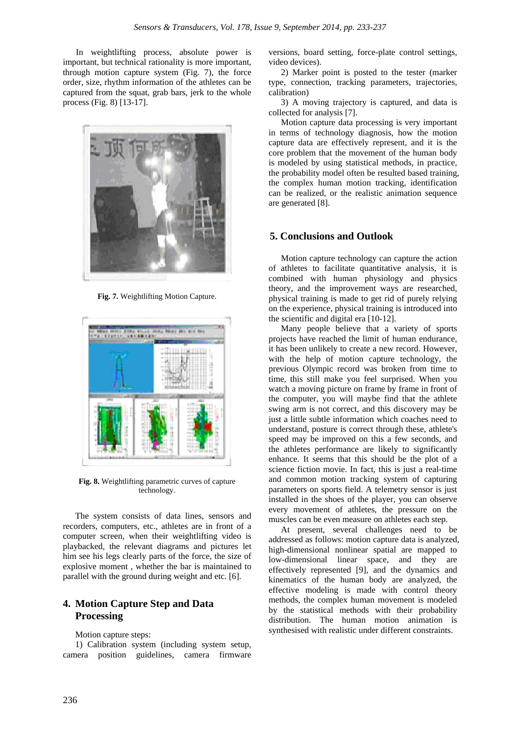In weightlifting process, absolute power is important, but technical rationality is more important, through motion capture system (Fig. 7), the force order, size, rhythm information of the athletes can be captured from the squat, grab bars, jerk to the whole process (Fig. 8) [13-17].

**Fig. 7.** Weightlifting Motion Capture.

**Fig. 8.** Weightlifting parametric curves of capture technology.

The system consists of data lines, sensors and recorders, computers, etc., athletes are in front of a computer screen, when their weightlifting video is playbacked, the relevant diagrams and pictures let him see his legs clearly parts of the force, the size of explosive moment , whether the bar is maintained to parallel with the ground during weight and etc. [6].

## 4. Motion Capture Step and Data Processing

Motion capture steps:

1) Calibration system (including system setup, camera position guidelines, camera firmware versions, board setting, force-plate control settings, video devices).

2) Marker point is posted to the tester (marker type, connection, tracking parameters, trajectories, calibration)

3) A moving trajectory is captured, and data is collected for analysis [7].

Motion capture data processing is very important in terms of technology diagnosis, how the motion capture data are effectively represent, and it is the core problem that the movement of the human body is modeled by using statistical methods, in practice, the probability model often be resulted based training, the complex human motion tracking, identification can be realized, or the realistic animation sequence are generated [8].

## 5. Conclusions and Outlook

Motion capture technology can capture the action of athletes to facilitate quantitative analysis, it is combined with human physiology and physics theory, and the improvement ways are researched, physical training is made to get rid of purely relying on the experience, physical training is introduced into the scientific and digital era [10-12].

Many people believe that a variety of sports projects have reached the limit of human endurance, it has been unlikely to create a new record. However, with the help of motion capture technology, the previous Olympic record was broken from time to time, this still make you feel surprised. When you watch a moving picture on frame by frame in front of the computer, you will maybe find that the athlete swing arm is not correct, and this discovery may be just a little subtle information which coaches need to understand, posture is correct through these, athlete's speed may be improved on this a few seconds, and the athletes performance are likely to significantly enhance. It seems that this should be the plot of a science fiction movie. In fact, this is just a real-time and common motion tracking system of capturing parameters on sports field. A telemetry sensor is just installed in the shoes of the player, you can observe every movement of athletes, the pressure on the muscles can be even measure on athletes each step.

At present, several challenges need to be addressed as follows: motion capture data is analyzed, high-dimensional nonlinear spatial are mapped to low-dimensional linear space, and they are effectively represented [9], and the dynamics and kinematics of the human body are analyzed, the effective modeling is made with control theory methods, the complex human movement is modeled by the statistical methods with their probability distribution. The human motion animation is synthesised with realistic under different constraints.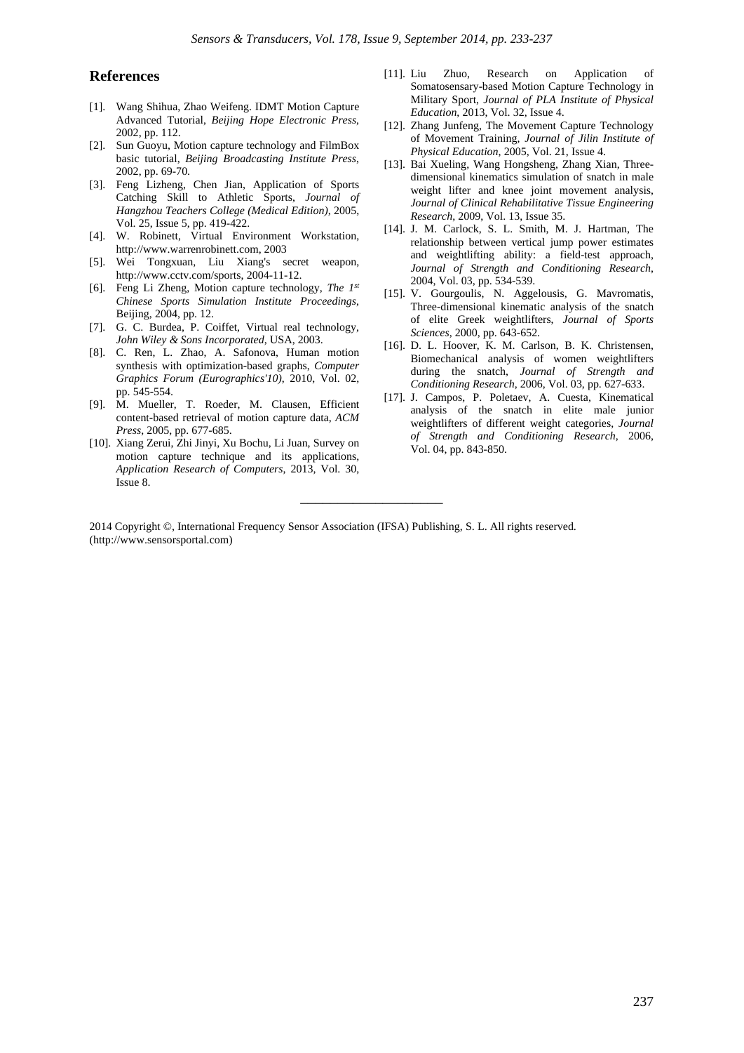## References

[1]. Wang Shihua, Zhao Weifeng. IDMT Motion Capture Advanced Tutorial, *Beijing Hope Electronic Press*, 2002, pp. 112.

[2]. Sun Guoyu, Motion capture technology and FilmBox basic tutorial, *Beijing Broadcasting Institute Press*, 2002, pp. 69-70.

[3]. Feng Lizheng, Chen Jian, Application of Sports Catching Skill to Athletic Sports, *Journal of Hangzhou Teachers College (Medical Edition)*, 2005, Vol. 25, Issue 5, pp. 419-422.

[4]. W. Robinett, Virtual Environment Workstation, http://www.warrenrobinett.com, 2003

[5]. Wei Tongxuan, Liu Xiang's secret weapon, http://www.cctv.com/sports, 2004-11-12.

[6]. Feng Li Zheng, Motion capture technology, *The 1st Chinese Sports Simulation Institute Proceedings*, Beijing, 2004, pp. 12.

[7]. G. C. Burdea, P. Coiffet, Virtual real technology, *John Wiley & Sons Incorporated*, USA, 2003.

[8]. C. Ren, L. Zhao, A. Safonova, Human motion synthesis with optimization-based graphs, *Computer Graphics Forum (Eurographics'10)*, 2010, Vol. 02, pp. 545-554.

[9]. M. Mueller, T. Roeder, M. Clausen, Efficient content-based retrieval of motion capture data, *ACM Press*, 2005, pp. 677-685.

[10]. Xiang Zerui, Zhi Jinyi, Xu Bochu, Li Juan, Survey on motion capture technique and its applications, *Application Research of Computers*, 2013, Vol. 30, Issue 8.

[11]. Liu Zhuo, Research on Application of Somatosensary-based Motion Capture Technology in Military Sport, *Journal of PLA Institute of Physical Education*, 2013, Vol. 32, Issue 4.

[12]. Zhang Junfeng, The Movement Capture Technology of Movement Training, *Journal of Jilin Institute of Physical Education*, 2005, Vol. 21, Issue 4.

[13]. Bai Xueling, Wang Hongsheng, Zhang Xian, Three-dimensional kinematics simulation of snatch in male weight lifter and knee joint movement analysis, *Journal of Clinical Rehabilitative Tissue Engineering Research*, 2009, Vol. 13, Issue 35.

[14]. J. M. Carlock, S. L. Smith, M. J. Hartman, The relationship between vertical jump power estimates and weightlifting ability: a field-test approach, *Journal of Strength and Conditioning Research*, 2004, Vol. 03, pp. 534-539.

[15]. V. Gourgoulis, N. Aggelousis, G. Mavromatis, Three-dimensional kinematic analysis of the snatch of elite Greek weightlifters, *Journal of Sports Sciences*, 2000, pp. 643-652.

[16]. D. L. Hoover, K. M. Carlson, B. K. Christensen, Biomechanical analysis of women weightlifters during the snatch, *Journal of Strength and Conditioning Research*, 2006, Vol. 03, pp. 627-633.

[17]. J. Campos, P. Poletaev, A. Cuesta, Kinematical analysis of the snatch in elite male junior weightlifters of different weight categories, *Journal of Strength and Conditioning Research*, 2006, Vol. 04, pp. 843-850.

---

2014 Copyright ©, International Frequency Sensor Association (IFSA) Publishing, S. L. All rights reserved. (http://www.sensorsportal.com)